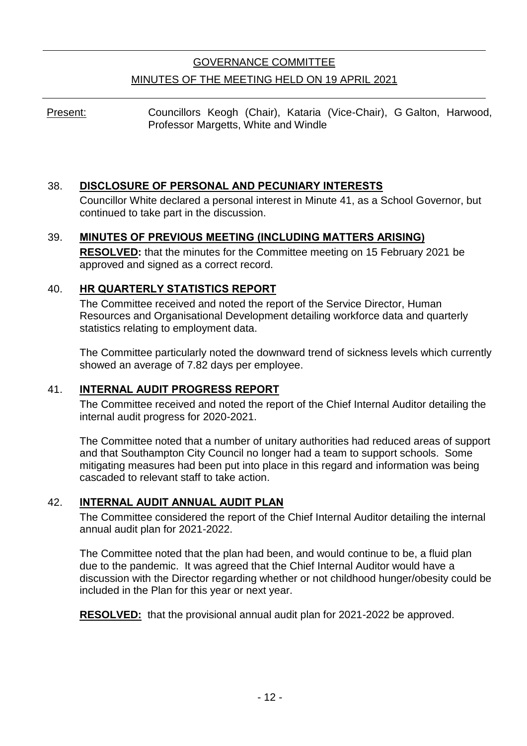# GOVERNANCE COMMITTEE

## MINUTES OF THE MEETING HELD ON 19 APRIL 2021

Present: Councillors Keogh (Chair), Kataria (Vice-Chair), G Galton, Harwood, Professor Margetts, White and Windle

### 38. DISCLOSURE OF PERSONAL AND PECUNIARY INTERESTS

Councillor White declared a personal interest in Minute 41, as a School Governor, but continued to take part in the discussion.

### 39. MINUTES OF PREVIOUS MEETING (INCLUDING MATTERS ARISING)

**RESOLVED:** that the minutes for the Committee meeting on 15 February 2021 be approved and signed as a correct record.

### 40. HR QUARTERLY STATISTICS REPORT

The Committee received and noted the report of the Service Director, Human Resources and Organisational Development detailing workforce data and quarterly statistics relating to employment data.

The Committee particularly noted the downward trend of sickness levels which currently showed an average of 7.82 days per employee.

### 41. INTERNAL AUDIT PROGRESS REPORT

The Committee received and noted the report of the Chief Internal Auditor detailing the internal audit progress for 2020-2021.

The Committee noted that a number of unitary authorities had reduced areas of support and that Southampton City Council no longer had a team to support schools. Some mitigating measures had been put into place in this regard and information was being cascaded to relevant staff to take action.

### 42. INTERNAL AUDIT ANNUAL AUDIT PLAN

The Committee considered the report of the Chief Internal Auditor detailing the internal annual audit plan for 2021-2022.

The Committee noted that the plan had been, and would continue to be, a fluid plan due to the pandemic. It was agreed that the Chief Internal Auditor would have a discussion with the Director regarding whether or not childhood hunger/obesity could be included in the Plan for this year or next year.

**RESOLVED:** that the provisional annual audit plan for 2021-2022 be approved.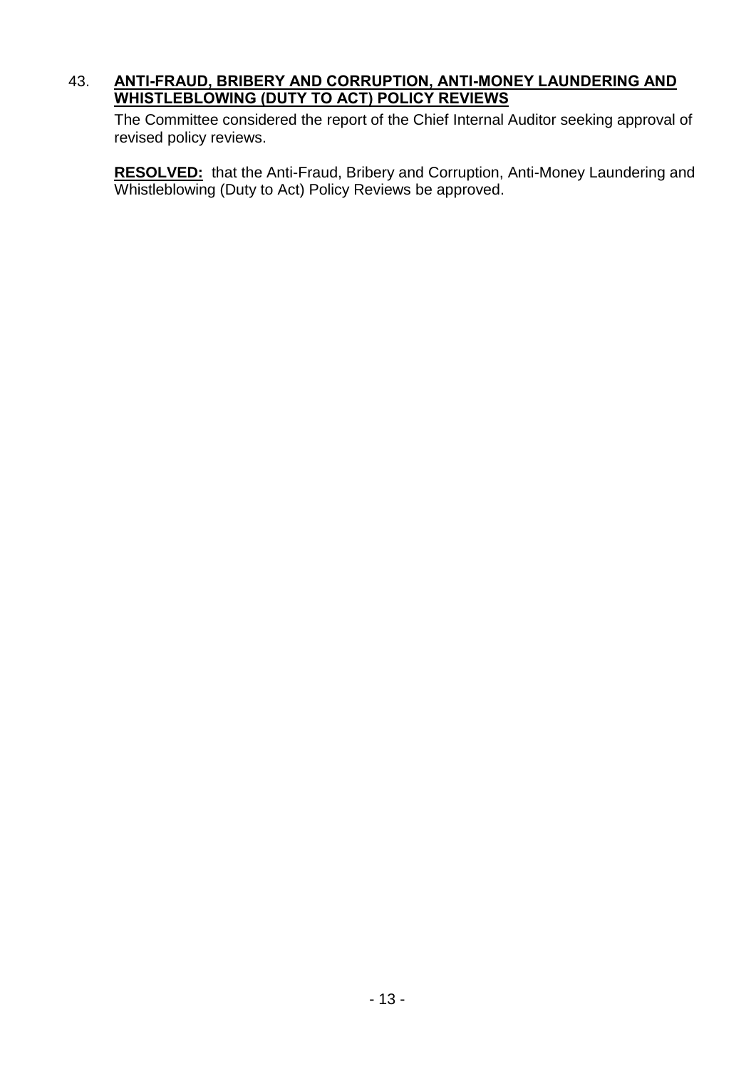### 43. ANTI-FRAUD, BRIBERY AND CORRUPTION, ANTI-MONEY LAUNDERING AND WHISTLEBLOWING (DUTY TO ACT) POLICY REVIEWS

The Committee considered the report of the Chief Internal Auditor seeking approval of revised policy reviews.

**RESOLVED:** that the Anti-Fraud, Bribery and Corruption, Anti-Money Laundering and Whistleblowing (Duty to Act) Policy Reviews be approved.